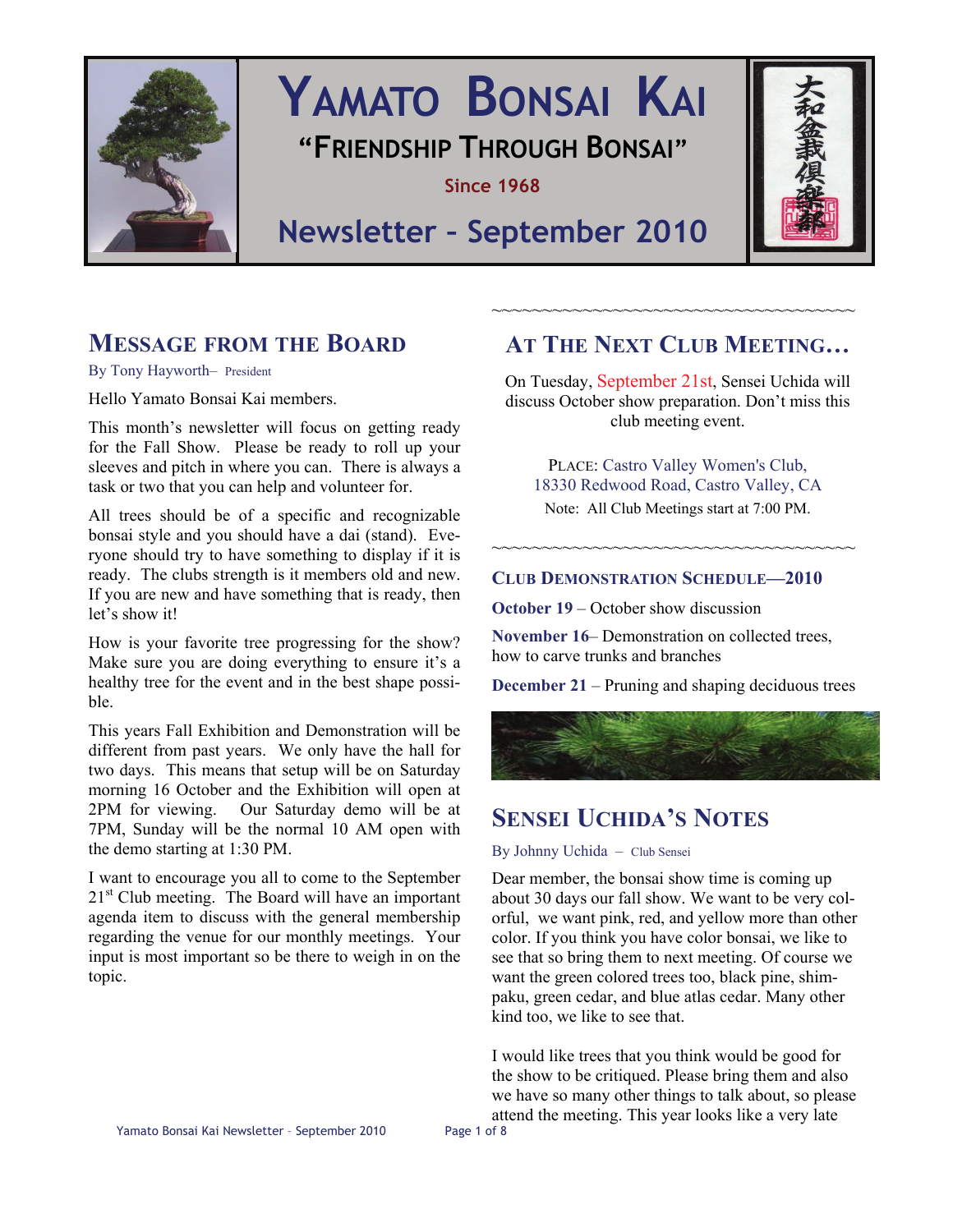# YAMATO BONSAI KAI

## "FRIENDSHIP THROUGH BONSAI"

Since 1968

## Newsletter – September 2010

大和盆栽倶楽部

## MESSAGE FROM THE BOARD

By Tony Hayworth– President

Hello Yamato Bonsai Kai members.

This month's newsletter will focus on getting ready for the Fall Show. Please be ready to roll up your sleeves and pitch in where you can. There is always a task or two that you can help and volunteer for.

All trees should be of a specific and recognizable bonsai style and you should have a dai (stand). Everyone should try to have something to display if it is ready. The clubs strength is it members old and new. If you are new and have something that is ready, then let's show it!

How is your favorite tree progressing for the show? Make sure you are doing everything to ensure it's a healthy tree for the event and in the best shape possible.

This years Fall Exhibition and Demonstration will be different from past years. We only have the hall for two days. This means that setup will be on Saturday morning 16 October and the Exhibition will open at 2PM for viewing. Our Saturday demo will be at 7PM, Sunday will be the normal 10 AM open with the demo starting at 1:30 PM.

I want to encourage you all to come to the September 21st Club meeting. The Board will have an important agenda item to discuss with the general membership regarding the venue for our monthly meetings. Your input is most important so be there to weigh in on the topic.

~~~~~~~~~~~~~~~~~~~~~~~~~~~~~~~~~~~~~~~~

## AT THE NEXT CLUB MEETING…

On Tuesday, September 21st, Sensei Uchida will discuss October show preparation. Don't miss this club meeting event.

PLACE: Castro Valley Women's Club, 18330 Redwood Road, Castro Valley, CA

Note: All Club Meetings start at 7:00 PM.

~~~~~~~~~~~~~~~~~~~~~~~~~~~~~~~~~~~~~~~~

### CLUB DEMONSTRATION SCHEDULE—2010

**October 19** – October show discussion

**November 16**– Demonstration on collected trees, how to carve trunks and branches

**December 21** – Pruning and shaping deciduous trees

## SENSEI UCHIDA'S NOTES

By Johnny Uchida – Club Sensei

Dear member, the bonsai show time is coming up about 30 days our fall show. We want to be very colorful, we want pink, red, and yellow more than other color. If you think you have color bonsai, we like to see that so bring them to next meeting. Of course we want the green colored trees too, black pine, shimpaku, green cedar, and blue atlas cedar. Many other kind too, we like to see that.

I would like trees that you think would be good for the show to be critiqued. Please bring them and also we have so many other things to talk about, so please attend the meeting. This year looks like a very late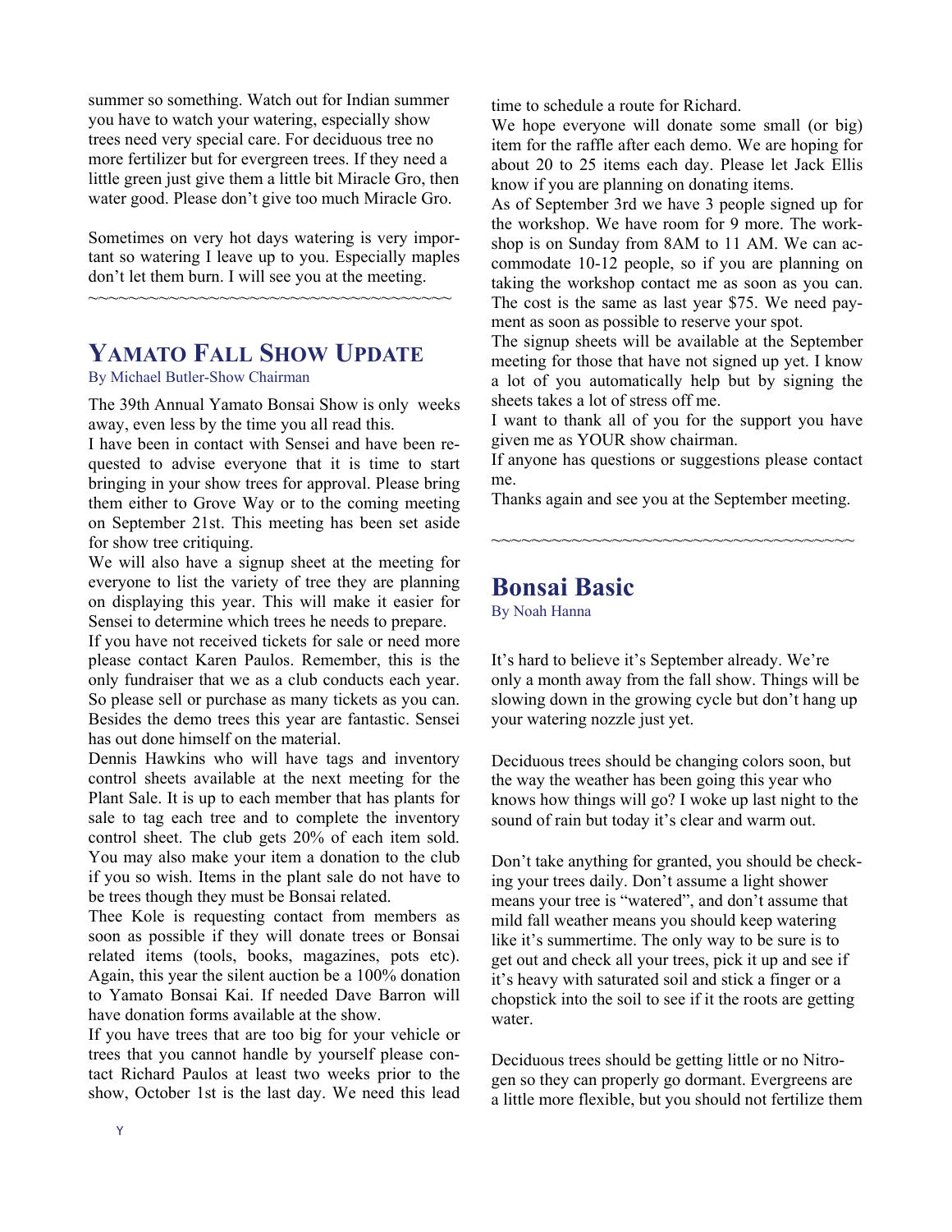summer so something. Watch out for Indian summer you have to watch your watering, especially show trees need very special care. For deciduous tree no more fertilizer but for evergreen trees. If they need a little green just give them a little bit Miracle Gro, then water good. Please don't give too much Miracle Gro.

Sometimes on very hot days watering is very important so watering I leave up to you. Especially maples don't let them burn. I will see you at the meeting.

~~~~~~~~~~~~~~~~~~~~~~~~~~~~~~~~~~~~~~~~

## YAMATO FALL SHOW UPDATE

By Michael Butler-Show Chairman

The 39th Annual Yamato Bonsai Show is only weeks away, even less by the time you all read this.

I have been in contact with Sensei and have been requested to advise everyone that it is time to start bringing in your show trees for approval. Please bring them either to Grove Way or to the coming meeting on September 21st. This meeting has been set aside for show tree critiquing.

We will also have a signup sheet at the meeting for everyone to list the variety of tree they are planning on displaying this year. This will make it easier for Sensei to determine which trees he needs to prepare.

If you have not received tickets for sale or need more please contact Karen Paulos. Remember, this is the only fundraiser that we as a club conducts each year. So please sell or purchase as many tickets as you can. Besides the demo trees this year are fantastic. Sensei has out done himself on the material.

Dennis Hawkins who will have tags and inventory control sheets available at the next meeting for the Plant Sale. It is up to each member that has plants for sale to tag each tree and to complete the inventory control sheet. The club gets 20% of each item sold. You may also make your item a donation to the club if you so wish. Items in the plant sale do not have to be trees though they must be Bonsai related.

Thee Kole is requesting contact from members as soon as possible if they will donate trees or Bonsai related items (tools, books, magazines, pots etc). Again, this year the silent auction be a 100% donation to Yamato Bonsai Kai. If needed Dave Barron will have donation forms available at the show.

If you have trees that are too big for your vehicle or trees that you cannot handle by yourself please contact Richard Paulos at least two weeks prior to the show, October 1st is the last day. We need this lead time to schedule a route for Richard.

We hope everyone will donate some small (or big) item for the raffle after each demo. We are hoping for about 20 to 25 items each day. Please let Jack Ellis know if you are planning on donating items.

As of September 3rd we have 3 people signed up for the workshop. We have room for 9 more. The workshop is on Sunday from 8AM to 11 AM. We can accommodate 10-12 people, so if you are planning on taking the workshop contact me as soon as you can. The cost is the same as last year $75. We need payment as soon as possible to reserve your spot.

The signup sheets will be available at the September meeting for those that have not signed up yet. I know a lot of you automatically help but by signing the sheets takes a lot of stress off me.

I want to thank all of you for the support you have given me as YOUR show chairman.

If anyone has questions or suggestions please contact me.

Thanks again and see you at the September meeting.

~~~~~~~~~~~~~~~~~~~~~~~~~~~~~~~~~~~~~~~~

## Bonsai Basic

By Noah Hanna

It's hard to believe it's September already. We're only a month away from the fall show. Things will be slowing down in the growing cycle but don't hang up your watering nozzle just yet.

Deciduous trees should be changing colors soon, but the way the weather has been going this year who knows how things will go? I woke up last night to the sound of rain but today it's clear and warm out.

Don't take anything for granted, you should be checking your trees daily. Don't assume a light shower means your tree is "watered", and don't assume that mild fall weather means you should keep watering like it's summertime. The only way to be sure is to get out and check all your trees, pick it up and see if it's heavy with saturated soil and stick a finger or a chopstick into the soil to see if it the roots are getting water.

Deciduous trees should be getting little or no Nitrogen so they can properly go dormant. Evergreens are a little more flexible, but you should not fertilize them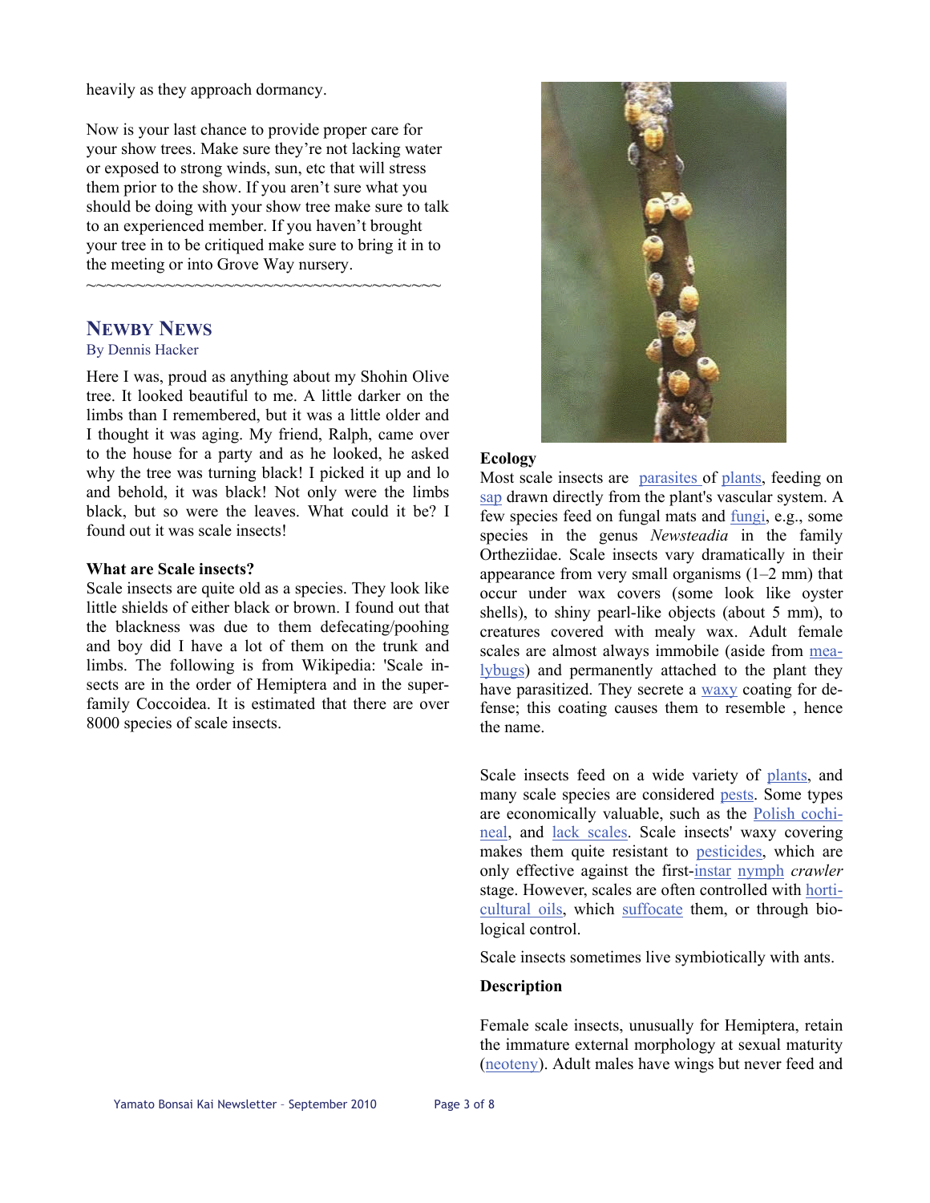heavily as they approach dormancy.

Now is your last chance to provide proper care for your show trees. Make sure they're not lacking water or exposed to strong winds, sun, etc that will stress them prior to the show. If you aren't sure what you should be doing with your show tree make sure to talk to an experienced member. If you haven't brought your tree in to be critiqued make sure to bring it in to the meeting or into Grove Way nursery.

~~~~~~~~~~~~~~~~~~~~~~~~~~~~~~~~~~~~

## Newby News

By Dennis Hacker

Here I was, proud as anything about my Shohin Olive tree. It looked beautiful to me. A little darker on the limbs than I remembered, but it was a little older and I thought it was aging. My friend, Ralph, came over to the house for a party and as he looked, he asked why the tree was turning black! I picked it up and lo and behold, it was black! Not only were the limbs black, but so were the leaves. What could it be? I found out it was scale insects!

**What are Scale insects?**

Scale insects are quite old as a species. They look like little shields of either black or brown. I found out that the blackness was due to them defecating/poohing and boy did I have a lot of them on the trunk and limbs. The following is from Wikipedia: 'Scale insects are in the order of Hemiptera and in the superfamily Coccoidea. It is estimated that there are over 8000 species of scale insects.

**Ecology**

Most scale insects are parasites of plants, feeding on sap drawn directly from the plant's vascular system. A few species feed on fungal mats and fungi, e.g., some species in the genus *Newsteadia* in the family Ortheziidae. Scale insects vary dramatically in their appearance from very small organisms (1–2 mm) that occur under wax covers (some look like oyster shells), to shiny pearl-like objects (about 5 mm), to creatures covered with mealy wax. Adult female scales are almost always immobile (aside from mealybugs) and permanently attached to the plant they have parasitized. They secrete a waxy coating for defense; this coating causes them to resemble , hence the name.

Scale insects feed on a wide variety of plants, and many scale species are considered pests. Some types are economically valuable, such as the Polish cochineal, and lack scales. Scale insects' waxy covering makes them quite resistant to pesticides, which are only effective against the first-instar nymph *crawler* stage. However, scales are often controlled with horticultural oils, which suffocate them, or through biological control.

Scale insects sometimes live symbiotically with ants.

**Description**

Female scale insects, unusually for Hemiptera, retain the immature external morphology at sexual maturity (neoteny). Adult males have wings but never feed and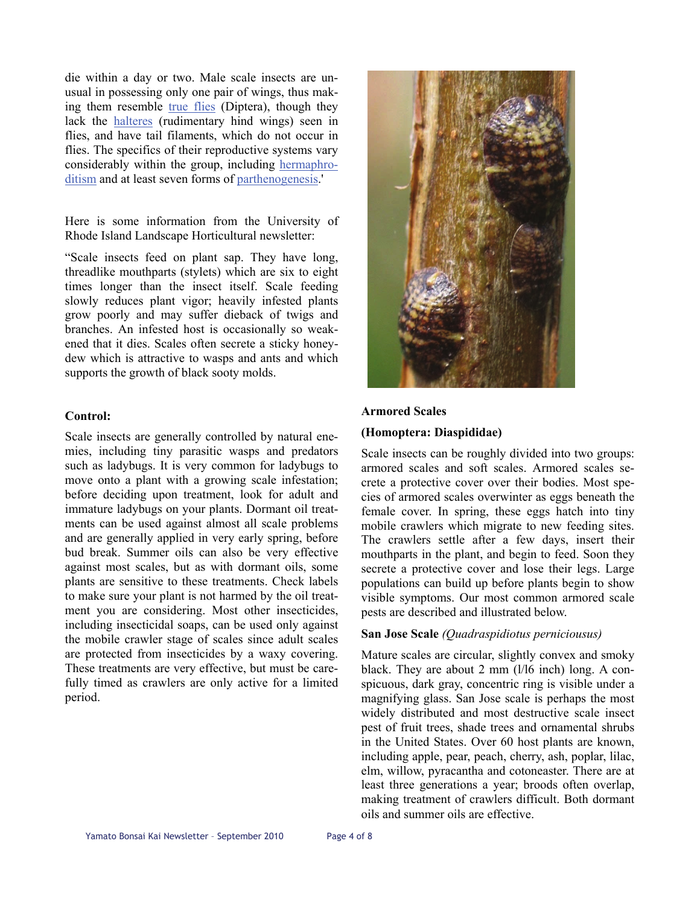die within a day or two. Male scale insects are unusual in possessing only one pair of wings, thus making them resemble true flies (Diptera), though they lack the halteres (rudimentary hind wings) seen in flies, and have tail filaments, which do not occur in flies. The specifics of their reproductive systems vary considerably within the group, including hermaphroditism and at least seven forms of parthenogenesis.'

Here is some information from the University of Rhode Island Landscape Horticultural newsletter:

"Scale insects feed on plant sap. They have long, threadlike mouthparts (stylets) which are six to eight times longer than the insect itself. Scale feeding slowly reduces plant vigor; heavily infested plants grow poorly and may suffer dieback of twigs and branches. An infested host is occasionally so weakened that it dies. Scales often secrete a sticky honeydew which is attractive to wasps and ants and which supports the growth of black sooty molds.

**Control:**

Scale insects are generally controlled by natural enemies, including tiny parasitic wasps and predators such as ladybugs. It is very common for ladybugs to move onto a plant with a growing scale infestation; before deciding upon treatment, look for adult and immature ladybugs on your plants. Dormant oil treatments can be used against almost all scale problems and are generally applied in very early spring, before bud break. Summer oils can also be very effective against most scales, but as with dormant oils, some plants are sensitive to these treatments. Check labels to make sure your plant is not harmed by the oil treatment you are considering. Most other insecticides, including insecticidal soaps, can be used only against the mobile crawler stage of scales since adult scales are protected from insecticides by a waxy covering. These treatments are very effective, but must be carefully timed as crawlers are only active for a limited period.

**Armored Scales**

**(Homoptera: Diaspididae)**

Scale insects can be roughly divided into two groups: armored scales and soft scales. Armored scales secrete a protective cover over their bodies. Most species of armored scales overwinter as eggs beneath the female cover. In spring, these eggs hatch into tiny mobile crawlers which migrate to new feeding sites. The crawlers settle after a few days, insert their mouthparts in the plant, and begin to feed. Soon they secrete a protective cover and lose their legs. Large populations can build up before plants begin to show visible symptoms. Our most common armored scale pests are described and illustrated below.

**San Jose Scale** *(Quadraspidiotus perniciousus)*

Mature scales are circular, slightly convex and smoky black. They are about 2 mm (1/16 inch) long. A conspicuous, dark gray, concentric ring is visible under a magnifying glass. San Jose scale is perhaps the most widely distributed and most destructive scale insect pest of fruit trees, shade trees and ornamental shrubs in the United States. Over 60 host plants are known, including apple, pear, peach, cherry, ash, poplar, lilac, elm, willow, pyracantha and cotoneaster. There are at least three generations a year; broods often overlap, making treatment of crawlers difficult. Both dormant oils and summer oils are effective.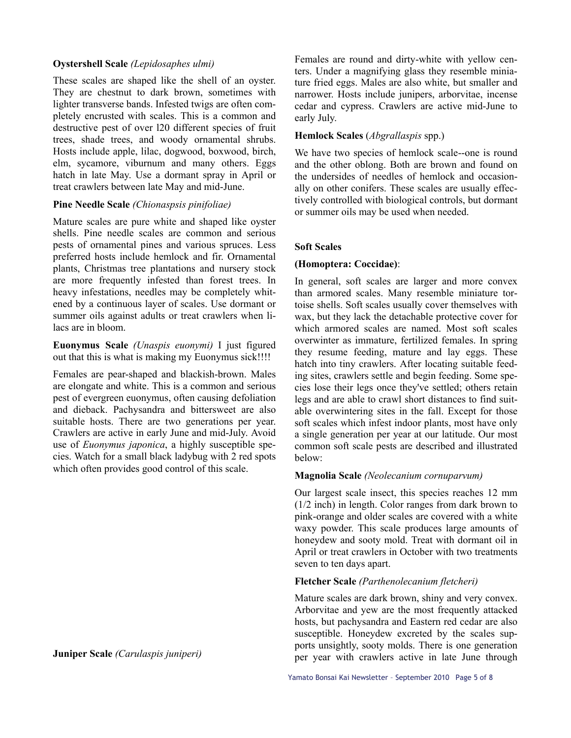**Oystershell Scale** *(Lepidosaphes ulmi)*

These scales are shaped like the shell of an oyster. They are chestnut to dark brown, sometimes with lighter transverse bands. Infested twigs are often completely encrusted with scales. This is a common and destructive pest of over l20 different species of fruit trees, shade trees, and woody ornamental shrubs. Hosts include apple, lilac, dogwood, boxwood, birch, elm, sycamore, viburnum and many others. Eggs hatch in late May. Use a dormant spray in April or treat crawlers between late May and mid-June.

**Pine Needle Scale** *(Chionaspsis pinifoliae)*

Mature scales are pure white and shaped like oyster shells. Pine needle scales are common and serious pests of ornamental pines and various spruces. Less preferred hosts include hemlock and fir. Ornamental plants, Christmas tree plantations and nursery stock are more frequently infested than forest trees. In heavy infestations, needles may be completely whitened by a continuous layer of scales. Use dormant or summer oils against adults or treat crawlers when lilacs are in bloom.

**Euonymus Scale** *(Unaspis euonymi)* I just figured out that this is what is making my Euonymus sick!!!!

Females are pear-shaped and blackish-brown. Males are elongate and white. This is a common and serious pest of evergreen euonymus, often causing defoliation and dieback. Pachysandra and bittersweet are also suitable hosts. There are two generations per year. Crawlers are active in early June and mid-July. Avoid use of *Euonymus japonica*, a highly susceptible species. Watch for a small black ladybug with 2 red spots which often provides good control of this scale.

**Juniper Scale** *(Carulaspis juniperi)*

Females are round and dirty-white with yellow centers. Under a magnifying glass they resemble miniature fried eggs. Males are also white, but smaller and narrower. Hosts include junipers, arborvitae, incense cedar and cypress. Crawlers are active mid-June to early July.

**Hemlock Scales** (*Abgrallaspis* spp.)

We have two species of hemlock scale--one is round and the other oblong. Both are brown and found on the undersides of needles of hemlock and occasionally on other conifers. These scales are usually effectively controlled with biological controls, but dormant or summer oils may be used when needed.

**Soft Scales**

**(Homoptera: Coccidae)**:

In general, soft scales are larger and more convex than armored scales. Many resemble miniature tortoise shells. Soft scales usually cover themselves with wax, but they lack the detachable protective cover for which armored scales are named. Most soft scales overwinter as immature, fertilized females. In spring they resume feeding, mature and lay eggs. These hatch into tiny crawlers. After locating suitable feeding sites, crawlers settle and begin feeding. Some species lose their legs once they've settled; others retain legs and are able to crawl short distances to find suitable overwintering sites in the fall. Except for those soft scales which infest indoor plants, most have only a single generation per year at our latitude. Our most common soft scale pests are described and illustrated below:

**Magnolia Scale** *(Neolecanium cornuparvum)*

Our largest scale insect, this species reaches 12 mm (1/2 inch) in length. Color ranges from dark brown to pink-orange and older scales are covered with a white waxy powder. This scale produces large amounts of honeydew and sooty mold. Treat with dormant oil in April or treat crawlers in October with two treatments seven to ten days apart.

**Fletcher Scale** *(Parthenolecanium fletcheri)*

Mature scales are dark brown, shiny and very convex. Arborvitae and yew are the most frequently attacked hosts, but pachysandra and Eastern red cedar are also susceptible. Honeydew excreted by the scales supports unsightly, sooty molds. There is one generation per year with crawlers active in late June through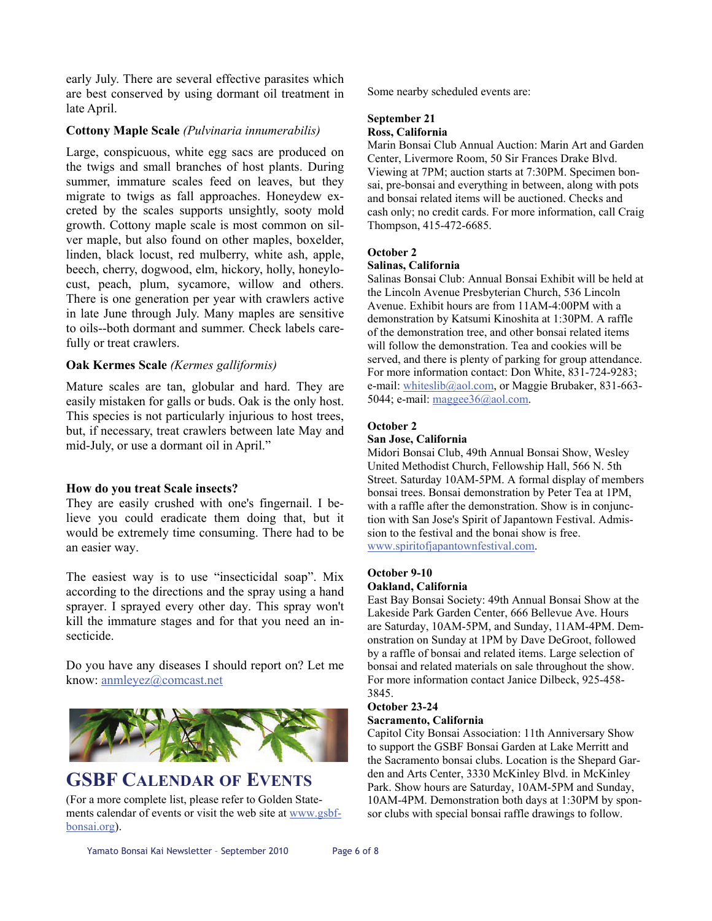early July. There are several effective parasites which are best conserved by using dormant oil treatment in late April.

**Cottony Maple Scale** *(Pulvinaria innumerabilis)*

Large, conspicuous, white egg sacs are produced on the twigs and small branches of host plants. During summer, immature scales feed on leaves, but they migrate to twigs as fall approaches. Honeydew excreted by the scales supports unsightly, sooty mold growth. Cottony maple scale is most common on silver maple, but also found on other maples, boxelder, linden, black locust, red mulberry, white ash, apple, beech, cherry, dogwood, elm, hickory, holly, honeylocust, peach, plum, sycamore, willow and others. There is one generation per year with crawlers active in late June through July. Many maples are sensitive to oils--both dormant and summer. Check labels carefully or treat crawlers.

**Oak Kermes Scale** *(Kermes galliformis)*

Mature scales are tan, globular and hard. They are easily mistaken for galls or buds. Oak is the only host. This species is not particularly injurious to host trees, but, if necessary, treat crawlers between late May and mid-July, or use a dormant oil in April."

**How do you treat Scale insects?**

They are easily crushed with one's fingernail. I believe you could eradicate them doing that, but it would be extremely time consuming. There had to be an easier way.

The easiest way is to use "insecticidal soap". Mix according to the directions and the spray using a hand sprayer. I sprayed every other day. This spray won't kill the immature stages and for that you need an insecticide.

Do you have any diseases I should report on? Let me know: anmleyez@comcast.net

# GSBF Calendar of Events

(For a more complete list, please refer to Golden Statements calendar of events or visit the web site at www.gsbf-bonsai.org).

Some nearby scheduled events are:

**September 21**
**Ross, California**
Marin Bonsai Club Annual Auction: Marin Art and Garden Center, Livermore Room, 50 Sir Frances Drake Blvd. Viewing at 7PM; auction starts at 7:30PM. Specimen bonsai, pre-bonsai and everything in between, along with pots and bonsai related items will be auctioned. Checks and cash only; no credit cards. For more information, call Craig Thompson, 415-472-6685.

**October 2**
**Salinas, California**
Salinas Bonsai Club: Annual Bonsai Exhibit will be held at the Lincoln Avenue Presbyterian Church, 536 Lincoln Avenue. Exhibit hours are from 11AM-4:00PM with a demonstration by Katsumi Kinoshita at 1:30PM. A raffle of the demonstration tree, and other bonsai related items will follow the demonstration. Tea and cookies will be served, and there is plenty of parking for group attendance. For more information contact: Don White, 831-724-9283; e-mail: whiteslib@aol.com, or Maggie Brubaker, 831-663-5044; e-mail: maggee36@aol.com.

**October 2**
**San Jose, California**
Midori Bonsai Club, 49th Annual Bonsai Show, Wesley United Methodist Church, Fellowship Hall, 566 N. 5th Street. Saturday 10AM-5PM. A formal display of members bonsai trees. Bonsai demonstration by Peter Tea at 1PM, with a raffle after the demonstration. Show is in conjunction with San Jose's Spirit of Japantown Festival. Admission to the festival and the bonai show is free. www.spiritofjapantownfestival.com.

**October 9-10**
**Oakland, California**
East Bay Bonsai Society: 49th Annual Bonsai Show at the Lakeside Park Garden Center, 666 Bellevue Ave. Hours are Saturday, 10AM-5PM, and Sunday, 11AM-4PM. Demonstration on Sunday at 1PM by Dave DeGroot, followed by a raffle of bonsai and related items. Large selection of bonsai and related materials on sale throughout the show. For more information contact Janice Dilbeck, 925-458-3845.

**October 23-24**
**Sacramento, California**
Capitol City Bonsai Association: 11th Anniversary Show to support the GSBF Bonsai Garden at Lake Merritt and the Sacramento bonsai clubs. Location is the Shepard Garden and Arts Center, 3330 McKinley Blvd. in McKinley Park. Show hours are Saturday, 10AM-5PM and Sunday, 10AM-4PM. Demonstration both days at 1:30PM by sponsor clubs with special bonsai raffle drawings to follow.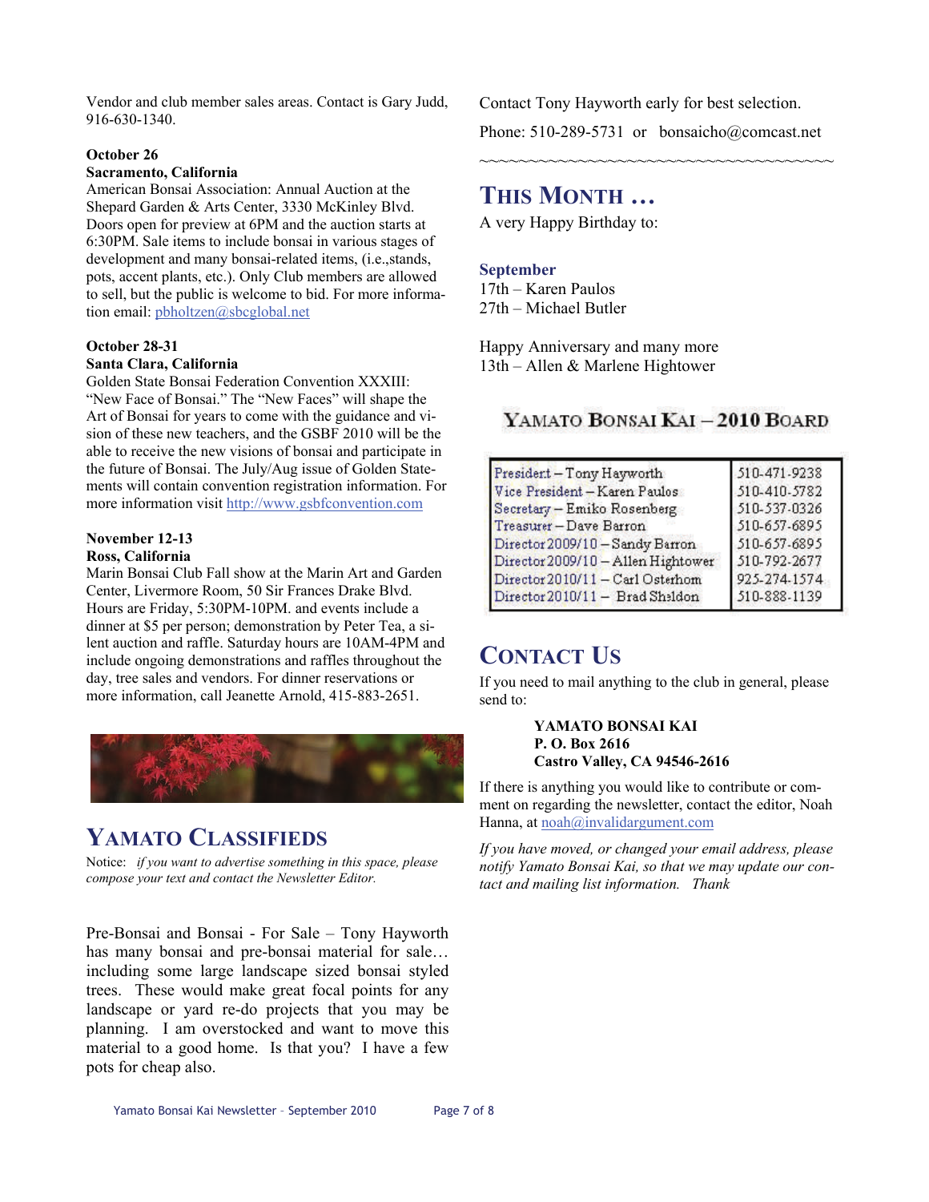Vendor and club member sales areas. Contact is Gary Judd, 916-630-1340.

**October 26**
**Sacramento, California**
American Bonsai Association: Annual Auction at the Shepard Garden & Arts Center, 3330 McKinley Blvd. Doors open for preview at 6PM and the auction starts at 6:30PM. Sale items to include bonsai in various stages of development and many bonsai-related items, (i.e.,stands, pots, accent plants, etc.). Only Club members are allowed to sell, but the public is welcome to bid. For more information email: pbholtzen@sbcglobal.net

**October 28-31**
**Santa Clara, California**
Golden State Bonsai Federation Convention XXXIII: "New Face of Bonsai." The "New Faces" will shape the Art of Bonsai for years to come with the guidance and vision of these new teachers, and the GSBF 2010 will be the able to receive the new visions of bonsai and participate in the future of Bonsai. The July/Aug issue of Golden Statements will contain convention registration information. For more information visit http://www.gsbfconvention.com

**November 12-13**
**Ross, California**
Marin Bonsai Club Fall show at the Marin Art and Garden Center, Livermore Room, 50 Sir Frances Drake Blvd. Hours are Friday, 5:30PM-10PM. and events include a dinner at $5 per person; demonstration by Peter Tea, a silent auction and raffle. Saturday hours are 10AM-4PM and include ongoing demonstrations and raffles throughout the day, tree sales and vendors. For dinner reservations or more information, call Jeanette Arnold, 415-883-2651.

## Yamato Classifieds

Notice: *if you want to advertise something in this space, please compose your text and contact the Newsletter Editor.*

Pre-Bonsai and Bonsai - For Sale – Tony Hayworth has many bonsai and pre-bonsai material for sale… including some large landscape sized bonsai styled trees. These would make great focal points for any landscape or yard re-do projects that you may be planning. I am overstocked and want to move this material to a good home. Is that you? I have a few pots for cheap also.

Contact Tony Hayworth early for best selection.

Phone: 510-289-5731 or bonsaicho@comcast.net

~~~~~~~~~~~~~~~~~~~~~~~~~~~~~~~~~~~~~~~~

## This Month …

A very Happy Birthday to:

**September**
17th – Karen Paulos
27th – Michael Butler

Happy Anniversary and many more
13th – Allen & Marlene Hightower

### Yamato Bonsai Kai – 2010 Board

| | |
|---|---|
| President – Tony Hayworth | 510-471-9238 |
| Vice President – Karen Paulos | 510-410-5782 |
| Secretary – Emiko Rosenberg | 510-537-0326 |
| Treasurer – Dave Barron | 510-657-6895 |
| Director 2009/10 – Sandy Barron | 510-657-6895 |
| Director 2009/10 – Allen Hightower | 510-792-2677 |
| Director 2010/11 – Carl Osterhom | 925-274-1574 |
| Director 2010/11 – Brad Sheldon | 510-888-1139 |

## Contact Us

If you need to mail anything to the club in general, please send to:

**YAMATO BONSAI KAI**
**P. O. Box 2616**
**Castro Valley, CA 94546-2616**

If there is anything you would like to contribute or comment on regarding the newsletter, contact the editor, Noah Hanna, at noah@invalidargument.com

*If you have moved, or changed your email address, please notify Yamato Bonsai Kai, so that we may update our contact and mailing list information. Thank*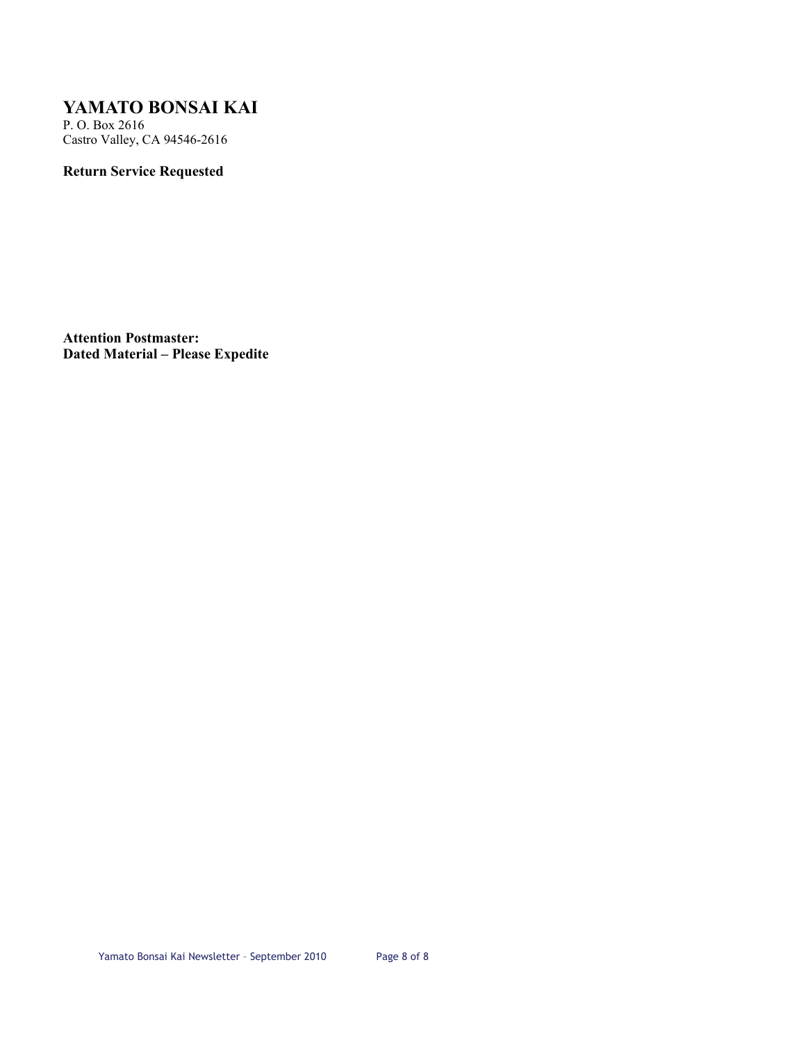# YAMATO BONSAI KAI

P. O. Box 2616
Castro Valley, CA 94546-2616

**Return Service Requested**

**Attention Postmaster:**
**Dated Material – Please Expedite**